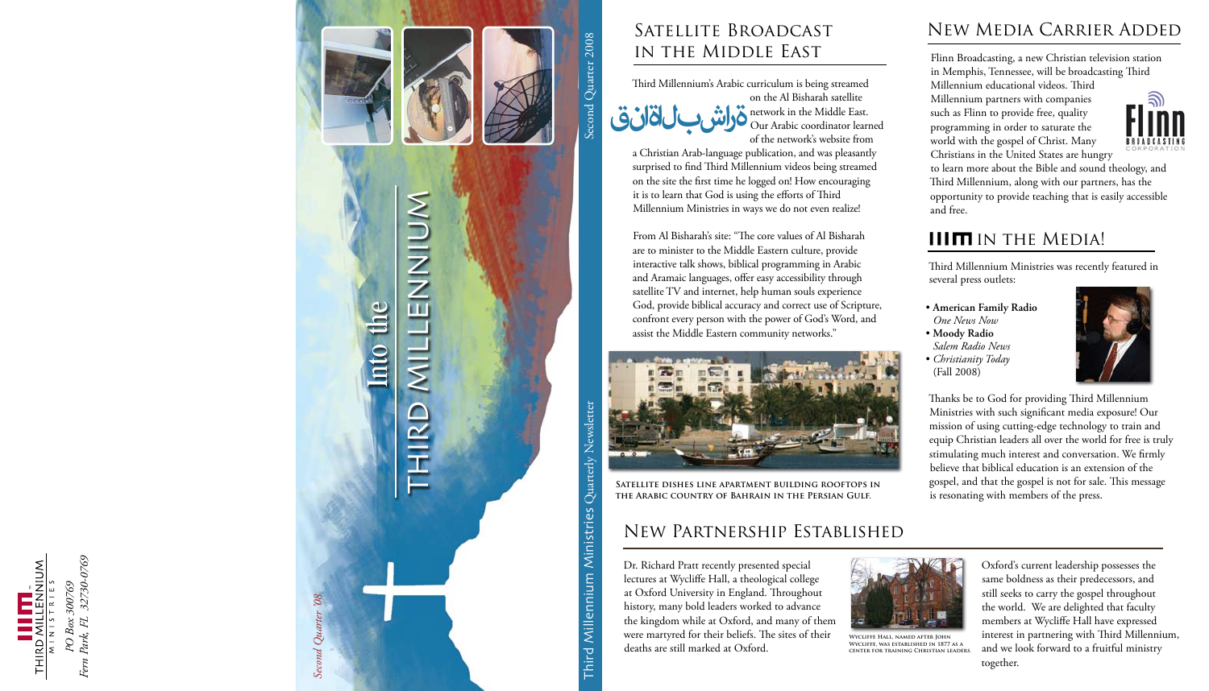THIRD MILLENNIUM MINISTRIES

*PO Box 300769*
*Fern Park, FL 32730-0769*

*Second Quarter '08*

# Into the THIRD MILLENNIUM

Second Quarter 2008

Third Millennium Ministries Quarterly Newsletter

## Satellite Broadcast in the Middle East

قناة البشارة

Third Millennium's Arabic curriculum is being streamed on the Al Bisharah satellite network in the Middle East. Our Arabic coordinator learned of the network's website from a Christian Arab-language publication, and was pleasantly surprised to find Third Millennium videos being streamed on the site the first time he logged on! How encouraging it is to learn that God is using the efforts of Third Millennium Ministries in ways we do not even realize!

From Al Bisharah's site: "The core values of Al Bisharah are to minister to the Middle Eastern culture, provide interactive talk shows, biblical programming in Arabic and Aramaic languages, offer easy accessibility through satellite TV and internet, help human souls experience God, provide biblical accuracy and correct use of Scripture, confront every person with the power of God's Word, and assist the Middle Eastern community networks."

**Satellite dishes line apartment building rooftops in the Arabic country of Bahrain in the Persian Gulf.**

## New Media Carrier Added

Flinn Broadcasting, a new Christian television station in Memphis, Tennessee, will be broadcasting Third Millennium educational videos. Third Millennium partners with companies such as Flinn to provide free, quality programming in order to saturate the world with the gospel of Christ. Many Christians in the United States are hungry to learn more about the Bible and sound theology, and Third Millennium, along with our partners, has the opportunity to provide teaching that is easily accessible and free.

Flinn BROADCASTING CORPORATION

## IIIM in the Media!

Third Millennium Ministries was recently featured in several press outlets:

- **American Family Radio**
  *One News Now*
- **Moody Radio**
  *Salem Radio News*
- *Christianity Today*
  (Fall 2008)

Thanks be to God for providing Third Millennium Ministries with such significant media exposure! Our mission of using cutting-edge technology to train and equip Christian leaders all over the world for free is truly stimulating much interest and conversation. We firmly believe that biblical education is an extension of the gospel, and that the gospel is not for sale. This message is resonating with members of the press.

## New Partnership Established

Dr. Richard Pratt recently presented special lectures at Wycliffe Hall, a theological college at Oxford University in England. Throughout history, many bold leaders worked to advance the kingdom while at Oxford, and many of them were martyred for their beliefs. The sites of their deaths are still marked at Oxford.

Wycliffe Hall, named after John Wycliffe, was established in 1877 as a center for training Christian leaders.

Oxford's current leadership possesses the same boldness as their predecessors, and still seeks to carry the gospel throughout the world. We are delighted that faculty members at Wycliffe Hall have expressed interest in partnering with Third Millennium, and we look forward to a fruitful ministry together.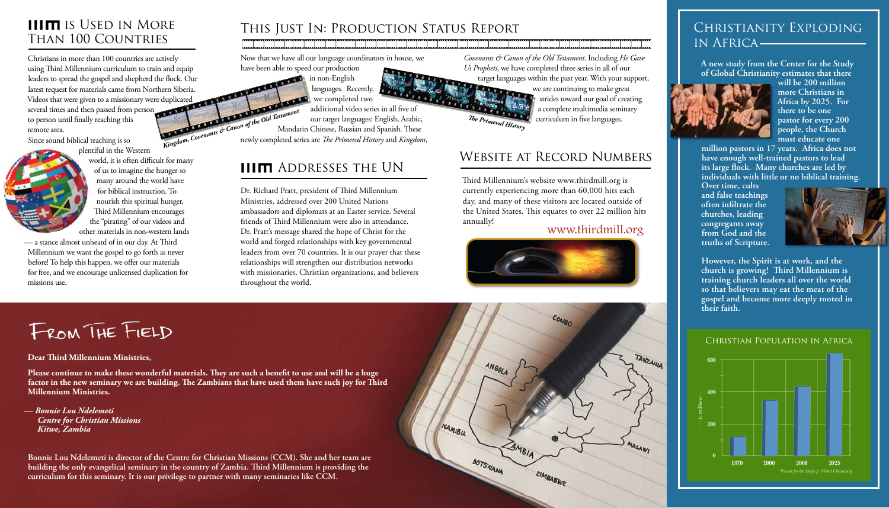## IIIM Is Used in More Than 100 Countries

Christians in more than 100 countries are actively using Third Millennium curriculum to train and equip leaders to spread the gospel and shepherd the flock. Our latest request for materials came from Northern Siberia. Videos that were given to a missionary were duplicated several times and then passed from person to person until finally reaching this remote area.

Since sound biblical teaching is so plentiful in the Western world, it is often difficult for many of us to imagine the hunger so many around the world have for biblical instruction. To nourish this spiritual hunger, Third Millennium encourages the "pirating" of our videos and other materials in non-western lands — a stance almost unheard of in our day. At Third Millennium we want the gospel to go forth as never before! To help this happen, we offer our materials for free, and we encourage unlicensed duplication for missions use.

## This Just In: Production Status Report

Now that we have all our language coordinators in house, we have been able to speed our production in non-English languages. Recently, we completed two additional video series in all five of our target languages: English, Arabic, Mandarin Chinese, Russian and Spanish. These newly completed series are *The Primeval History* and *Kingdom, Covenants & Canon of the Old Testament*. Including *He Gave Us Prophets*, we have completed three series in all of our target languages within the past year. With your support, we are continuing to make great strides toward our goal of creating a complete multimedia seminary curriculum in five languages.

## IIIM Addresses the UN

Dr. Richard Pratt, president of Third Millennium Ministries, addressed over 200 United Nations ambassadors and diplomats at an Easter service. Several friends of Third Millennium were also in attendance. Dr. Pratt's message shared the hope of Christ for the world and forged relationships with key governmental leaders from over 70 countries. It is our prayer that these relationships will strengthen our distribution networks with missionaries, Christian organizations, and believers throughout the world.

## Website at Record Numbers

Third Millennium's website www.thirdmill.org is currently experiencing more than 60,000 hits each day, and many of these visitors are located outside of the United States. This equates to over 22 million hits annually!

www.thirdmill.org

## Christianity Exploding in Africa

**A new study from the Center for the Study of Global Christianity estimates that there will be 200 million more Christians in Africa by 2025. For there to be one pastor for every 200 people, the Church must educate one million pastors in 17 years. Africa does not have enough well-trained pastors to lead its large flock. Many churches are led by individuals with little or no biblical training. Over time, cults and false teachings often infiltrate the churches, leading congregants away from God and the truths of Scripture.**

**However, the Spirit is at work, and the church is growing! Third Millennium is training church leaders all over the world so that believers may eat the meat of the gospel and become more deeply rooted in their faith.**

Christian Population in Africa

600
400
200
0
in millions
1970
2000
2008
2025
*Center for the Study of Global Christianity

## From The Field

**Dear Third Millennium Ministries,**

**Please continue to make these wonderful materials. They are such a benefit to use and will be a huge factor in the new seminary we are building. The Zambians that have used them have such joy for Third Millennium Ministries.**

***— Bonnie Lou Ndelemeti***
***Centre for Christian Missions***
***Kitwe, Zambia***

**Bonnie Lou Ndelemeti is director of the Centre for Christian Missions (CCM). She and her team are building the only evangelical seminary in the country of Zambia. Third Millennium is providing the curriculum for this seminary. It is our privilege to partner with many seminaries like CCM.**